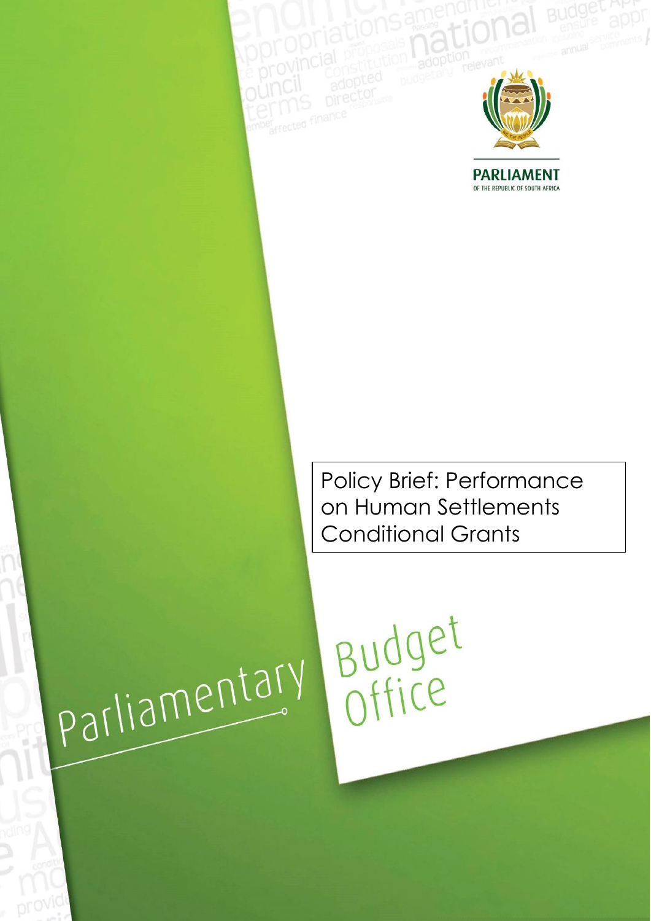PARLIAMENT
OF THE REPUBLIC OF SOUTH AFRICA

# Policy Brief: Performance on Human Settlements Conditional Grants

Parliamentary Budget Office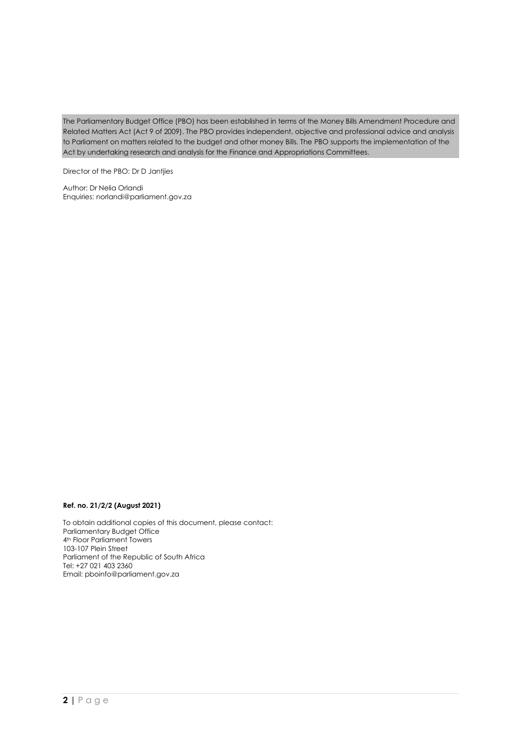The Parliamentary Budget Office (PBO) has been established in terms of the Money Bills Amendment Procedure and Related Matters Act (Act 9 of 2009). The PBO provides independent, objective and professional advice and analysis to Parliament on matters related to the budget and other money Bills. The PBO supports the implementation of the Act by undertaking research and analysis for the Finance and Appropriations Committees.

Director of the PBO: Dr D Jantjies

Author: Dr Nelia Orlandi
Enquiries: norlandi@parliament.gov.za

**Ref. no. 21/2/2 (August 2021)**

To obtain additional copies of this document, please contact:
Parliamentary Budget Office
4th Floor Parliament Towers
103-107 Plein Street
Parliament of the Republic of South Africa
Tel: +27 021 403 2360
Email: pboinfo@parliament.gov.za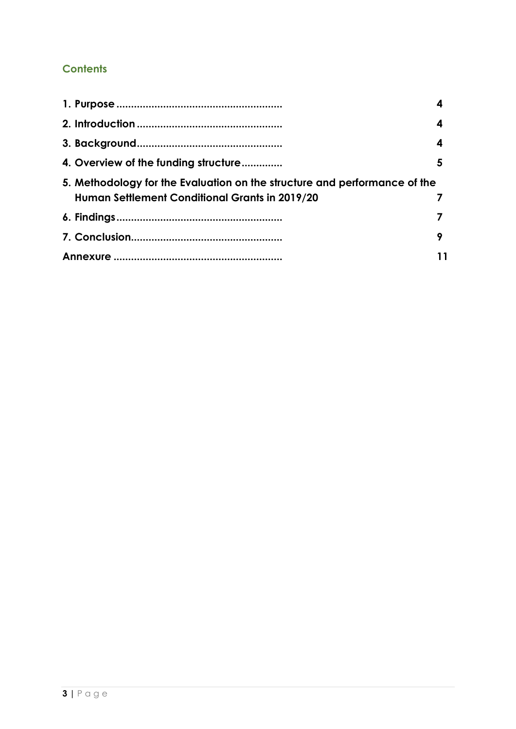## Contents

| | |
|---|---|
| **1. Purpose** | **4** |
| **2. Introduction** | **4** |
| **3. Background** | **4** |
| **4. Overview of the funding structure** | **5** |
| **5. Methodology for the Evaluation on the structure and performance of the Human Settlement Conditional Grants in 2019/20** | **7** |
| **6. Findings** | **7** |
| **7. Conclusion** | **9** |
| **Annexure** | **11** |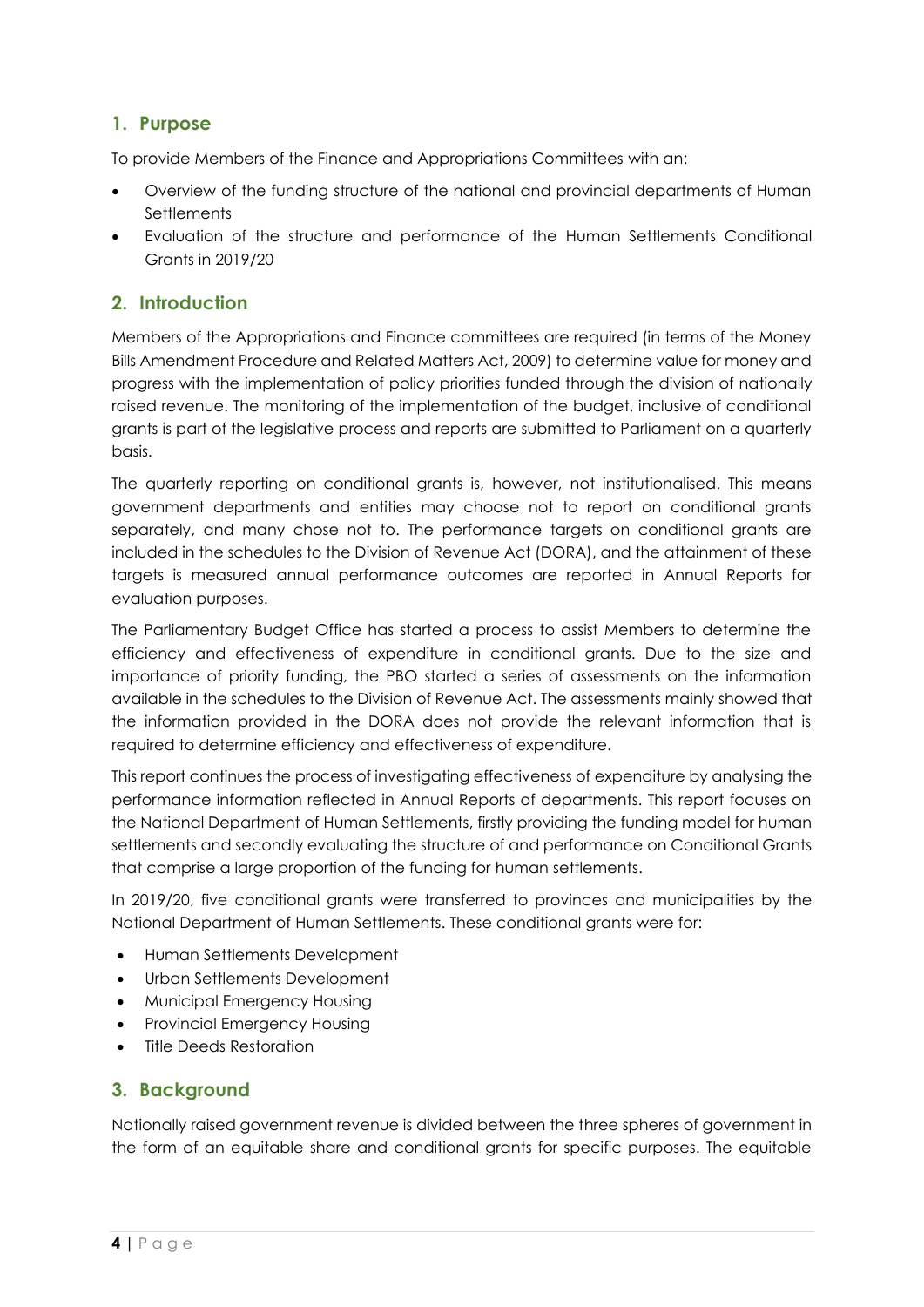## 1. Purpose

To provide Members of the Finance and Appropriations Committees with an:

- Overview of the funding structure of the national and provincial departments of Human Settlements
- Evaluation of the structure and performance of the Human Settlements Conditional Grants in 2019/20

## 2. Introduction

Members of the Appropriations and Finance committees are required (in terms of the Money Bills Amendment Procedure and Related Matters Act, 2009) to determine value for money and progress with the implementation of policy priorities funded through the division of nationally raised revenue. The monitoring of the implementation of the budget, inclusive of conditional grants is part of the legislative process and reports are submitted to Parliament on a quarterly basis.

The quarterly reporting on conditional grants is, however, not institutionalised. This means government departments and entities may choose not to report on conditional grants separately, and many chose not to. The performance targets on conditional grants are included in the schedules to the Division of Revenue Act (DORA), and the attainment of these targets is measured annual performance outcomes are reported in Annual Reports for evaluation purposes.

The Parliamentary Budget Office has started a process to assist Members to determine the efficiency and effectiveness of expenditure in conditional grants. Due to the size and importance of priority funding, the PBO started a series of assessments on the information available in the schedules to the Division of Revenue Act. The assessments mainly showed that the information provided in the DORA does not provide the relevant information that is required to determine efficiency and effectiveness of expenditure.

This report continues the process of investigating effectiveness of expenditure by analysing the performance information reflected in Annual Reports of departments. This report focuses on the National Department of Human Settlements, firstly providing the funding model for human settlements and secondly evaluating the structure of and performance on Conditional Grants that comprise a large proportion of the funding for human settlements.

In 2019/20, five conditional grants were transferred to provinces and municipalities by the National Department of Human Settlements. These conditional grants were for:

- Human Settlements Development
- Urban Settlements Development
- Municipal Emergency Housing
- Provincial Emergency Housing
- Title Deeds Restoration

## 3. Background

Nationally raised government revenue is divided between the three spheres of government in the form of an equitable share and conditional grants for specific purposes. The equitable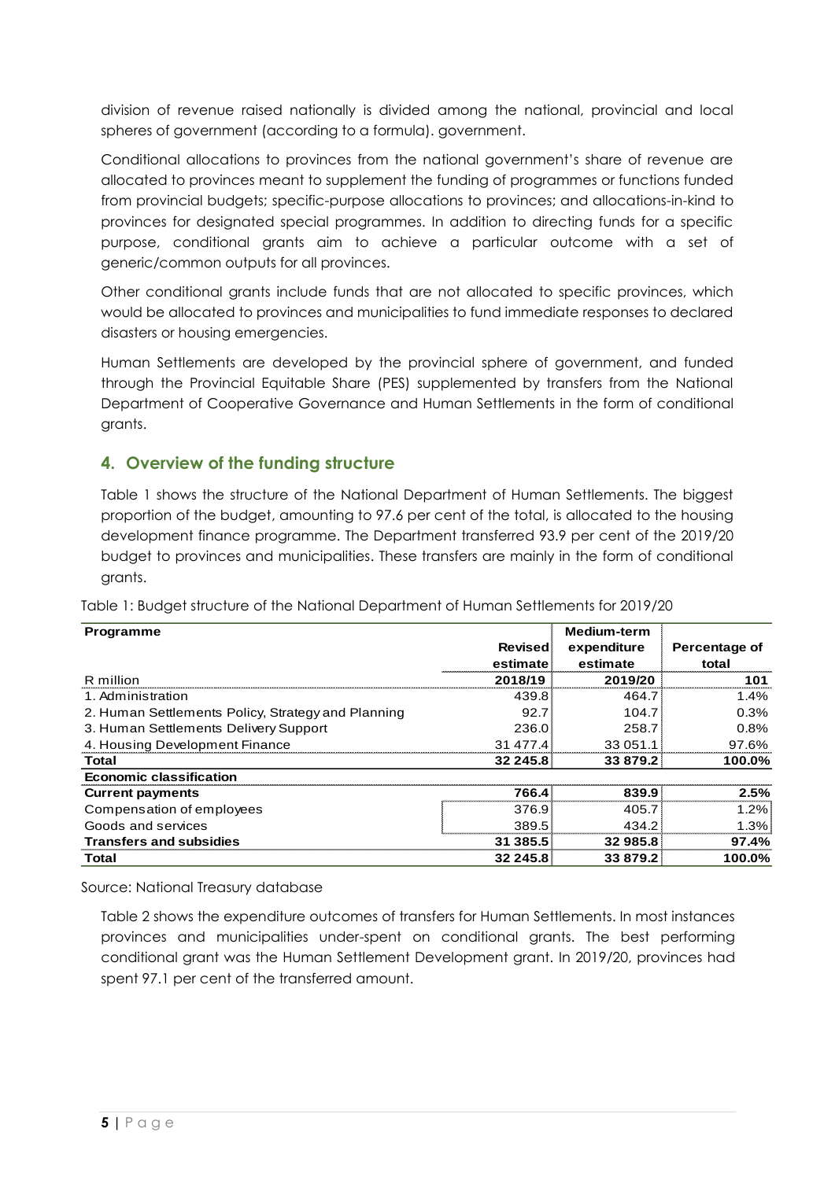division of revenue raised nationally is divided among the national, provincial and local spheres of government (according to a formula). government.

Conditional allocations to provinces from the national government's share of revenue are allocated to provinces meant to supplement the funding of programmes or functions funded from provincial budgets; specific-purpose allocations to provinces; and allocations-in-kind to provinces for designated special programmes. In addition to directing funds for a specific purpose, conditional grants aim to achieve a particular outcome with a set of generic/common outputs for all provinces.

Other conditional grants include funds that are not allocated to specific provinces, which would be allocated to provinces and municipalities to fund immediate responses to declared disasters or housing emergencies.

Human Settlements are developed by the provincial sphere of government, and funded through the Provincial Equitable Share (PES) supplemented by transfers from the National Department of Cooperative Governance and Human Settlements in the form of conditional grants.

## 4. Overview of the funding structure

Table 1 shows the structure of the National Department of Human Settlements. The biggest proportion of the budget, amounting to 97.6 per cent of the total, is allocated to the housing development finance programme. The Department transferred 93.9 per cent of the 2019/20 budget to provinces and municipalities. These transfers are mainly in the form of conditional grants.

Table 1: Budget structure of the National Department of Human Settlements for 2019/20

| **Programme** | **Revised estimate** | **Medium-term expenditure estimate** | **Percentage of total** |
|---|---|---|---|
| R million | **2018/19** | **2019/20** | **101** |
| 1. Administration | 439.8 | 464.7 | 1.4% |
| 2. Human Settlements Policy, Strategy and Planning | 92.7 | 104.7 | 0.3% |
| 3. Human Settlements Delivery Support | 236.0 | 258.7 | 0.8% |
| 4. Housing Development Finance | 31 477.4 | 33 051.1 | 97.6% |
| **Total** | **32 245.8** | **33 879.2** | **100.0%** |
| **Economic classification** | | | |
| **Current payments** | **766.4** | **839.9** | **2.5%** |
| Compensation of employees | 376.9 | 405.7 | 1.2% |
| Goods and services | 389.5 | 434.2 | 1.3% |
| **Transfers and subsidies** | **31 385.5** | **32 985.8** | **97.4%** |
| **Total** | **32 245.8** | **33 879.2** | **100.0%** |

Source: National Treasury database

Table 2 shows the expenditure outcomes of transfers for Human Settlements. In most instances provinces and municipalities under-spent on conditional grants. The best performing conditional grant was the Human Settlement Development grant. In 2019/20, provinces had spent 97.1 per cent of the transferred amount.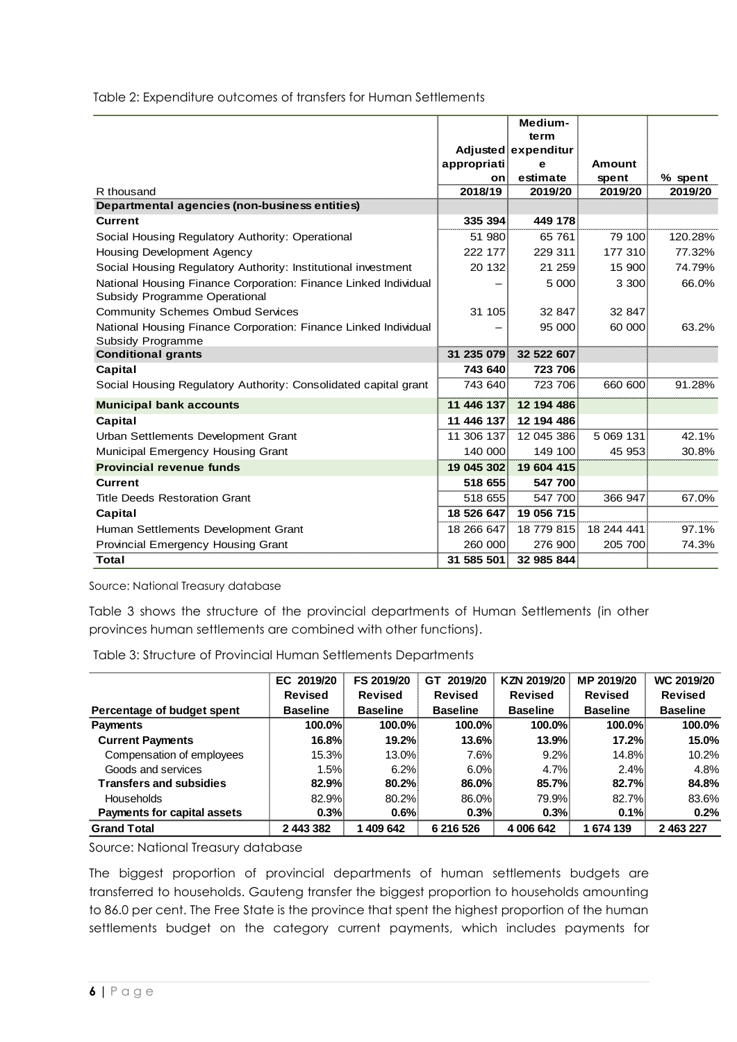Table 2: Expenditure outcomes of transfers for Human Settlements

| R thousand | Adjusted appropriation 2018/19 | Medium-term expenditure estimate 2019/20 | Amount spent 2019/20 | % spent 2019/20 |
|---|---|---|---|---|
| **Departmental agencies (non-business entities)** | | | | |
| **Current** | **335 394** | **449 178** | | |
| Social Housing Regulatory Authority: Operational | 51 980 | 65 761 | 79 100 | 120.28% |
| Housing Development Agency | 222 177 | 229 311 | 177 310 | 77.32% |
| Social Housing Regulatory Authority: Institutional investment | 20 132 | 21 259 | 15 900 | 74.79% |
| National Housing Finance Corporation: Finance Linked Individual Subsidy Programme Operational | – | 5 000 | 3 300 | 66.0% |
| Community Schemes Ombud Services | 31 105 | 32 847 | 32 847 | |
| National Housing Finance Corporation: Finance Linked Individual Subsidy Programme | – | 95 000 | 60 000 | 63.2% |
| **Conditional grants** | **31 235 079** | **32 522 607** | | |
| **Capital** | **743 640** | **723 706** | | |
| Social Housing Regulatory Authority: Consolidated capital grant | 743 640 | 723 706 | 660 600 | 91.28% |
| **Municipal bank accounts** | **11 446 137** | **12 194 486** | | |
| **Capital** | **11 446 137** | **12 194 486** | | |
| Urban Settlements Development Grant | 11 306 137 | 12 045 386 | 5 069 131 | 42.1% |
| Municipal Emergency Housing Grant | 140 000 | 149 100 | 45 953 | 30.8% |
| **Provincial revenue funds** | **19 045 302** | **19 604 415** | | |
| **Current** | **518 655** | **547 700** | | |
| Title Deeds Restoration Grant | 518 655 | 547 700 | 366 947 | 67.0% |
| **Capital** | **18 526 647** | **19 056 715** | | |
| Human Settlements Development Grant | 18 266 647 | 18 779 815 | 18 244 441 | 97.1% |
| Provincial Emergency Housing Grant | 260 000 | 276 900 | 205 700 | 74.3% |
| **Total** | **31 585 501** | **32 985 844** | | |

Source: National Treasury database

Table 3 shows the structure of the provincial departments of Human Settlements (in other provinces human settlements are combined with other functions).

Table 3: Structure of Provincial Human Settlements Departments

| Percentage of budget spent | EC 2019/20 Revised Baseline | FS 2019/20 Revised Baseline | GT 2019/20 Revised Baseline | KZN 2019/20 Revised Baseline | MP 2019/20 Revised Baseline | WC 2019/20 Revised Baseline |
|---|---|---|---|---|---|---|
| **Payments** | **100.0%** | **100.0%** | **100.0%** | **100.0%** | **100.0%** | **100.0%** |
| **Current Payments** | **16.8%** | **19.2%** | **13.6%** | **13.9%** | **17.2%** | **15.0%** |
| Compensation of employees | 15.3% | 13.0% | 7.6% | 9.2% | 14.8% | 10.2% |
| Goods and services | 1.5% | 6.2% | 6.0% | 4.7% | 2.4% | 4.8% |
| **Transfers and subsidies** | **82.9%** | **80.2%** | **86.0%** | **85.7%** | **82.7%** | **84.8%** |
| Households | 82.9% | 80.2% | 86.0% | 79.9% | 82.7% | 83.6% |
| **Payments for capital assets** | **0.3%** | **0.6%** | **0.3%** | **0.3%** | **0.1%** | **0.2%** |
| **Grand Total** | **2 443 382** | **1 409 642** | **6 216 526** | **4 006 642** | **1 674 139** | **2 463 227** |

Source: National Treasury database

The biggest proportion of provincial departments of human settlements budgets are transferred to households. Gauteng transfer the biggest proportion to households amounting to 86.0 per cent. The Free State is the province that spent the highest proportion of the human settlements budget on the category current payments, which includes payments for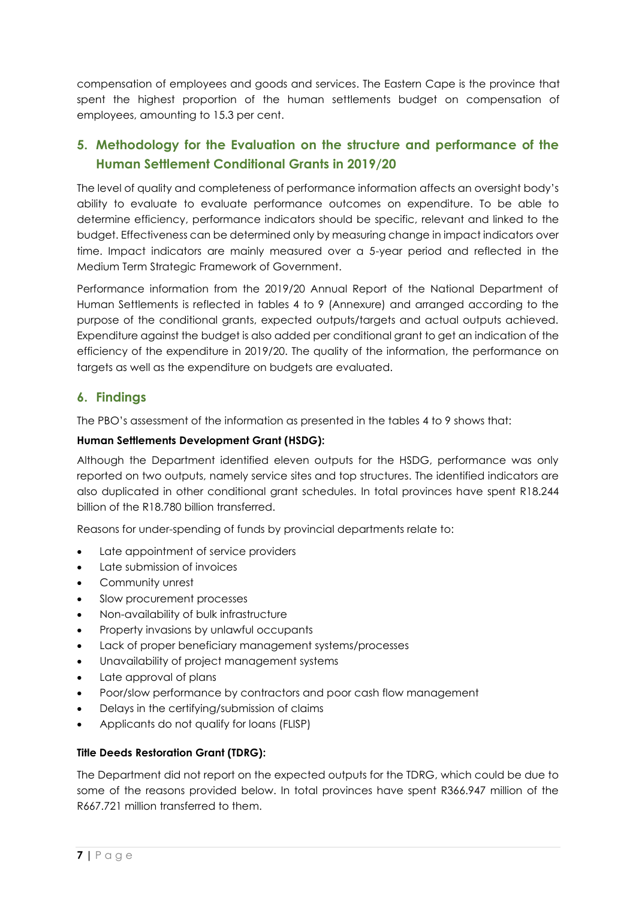compensation of employees and goods and services. The Eastern Cape is the province that spent the highest proportion of the human settlements budget on compensation of employees, amounting to 15.3 per cent.

## 5. Methodology for the Evaluation on the structure and performance of the Human Settlement Conditional Grants in 2019/20

The level of quality and completeness of performance information affects an oversight body's ability to evaluate to evaluate performance outcomes on expenditure. To be able to determine efficiency, performance indicators should be specific, relevant and linked to the budget. Effectiveness can be determined only by measuring change in impact indicators over time. Impact indicators are mainly measured over a 5-year period and reflected in the Medium Term Strategic Framework of Government.

Performance information from the 2019/20 Annual Report of the National Department of Human Settlements is reflected in tables 4 to 9 (Annexure) and arranged according to the purpose of the conditional grants, expected outputs/targets and actual outputs achieved. Expenditure against the budget is also added per conditional grant to get an indication of the efficiency of the expenditure in 2019/20. The quality of the information, the performance on targets as well as the expenditure on budgets are evaluated.

## 6. Findings

The PBO's assessment of the information as presented in the tables 4 to 9 shows that:

**Human Settlements Development Grant (HSDG):**

Although the Department identified eleven outputs for the HSDG, performance was only reported on two outputs, namely service sites and top structures. The identified indicators are also duplicated in other conditional grant schedules. In total provinces have spent R18.244 billion of the R18.780 billion transferred.

Reasons for under-spending of funds by provincial departments relate to:

- Late appointment of service providers
- Late submission of invoices
- Community unrest
- Slow procurement processes
- Non-availability of bulk infrastructure
- Property invasions by unlawful occupants
- Lack of proper beneficiary management systems/processes
- Unavailability of project management systems
- Late approval of plans
- Poor/slow performance by contractors and poor cash flow management
- Delays in the certifying/submission of claims
- Applicants do not qualify for loans (FLISP)

**Title Deeds Restoration Grant (TDRG):**

The Department did not report on the expected outputs for the TDRG, which could be due to some of the reasons provided below. In total provinces have spent R366.947 million of the R667.721 million transferred to them.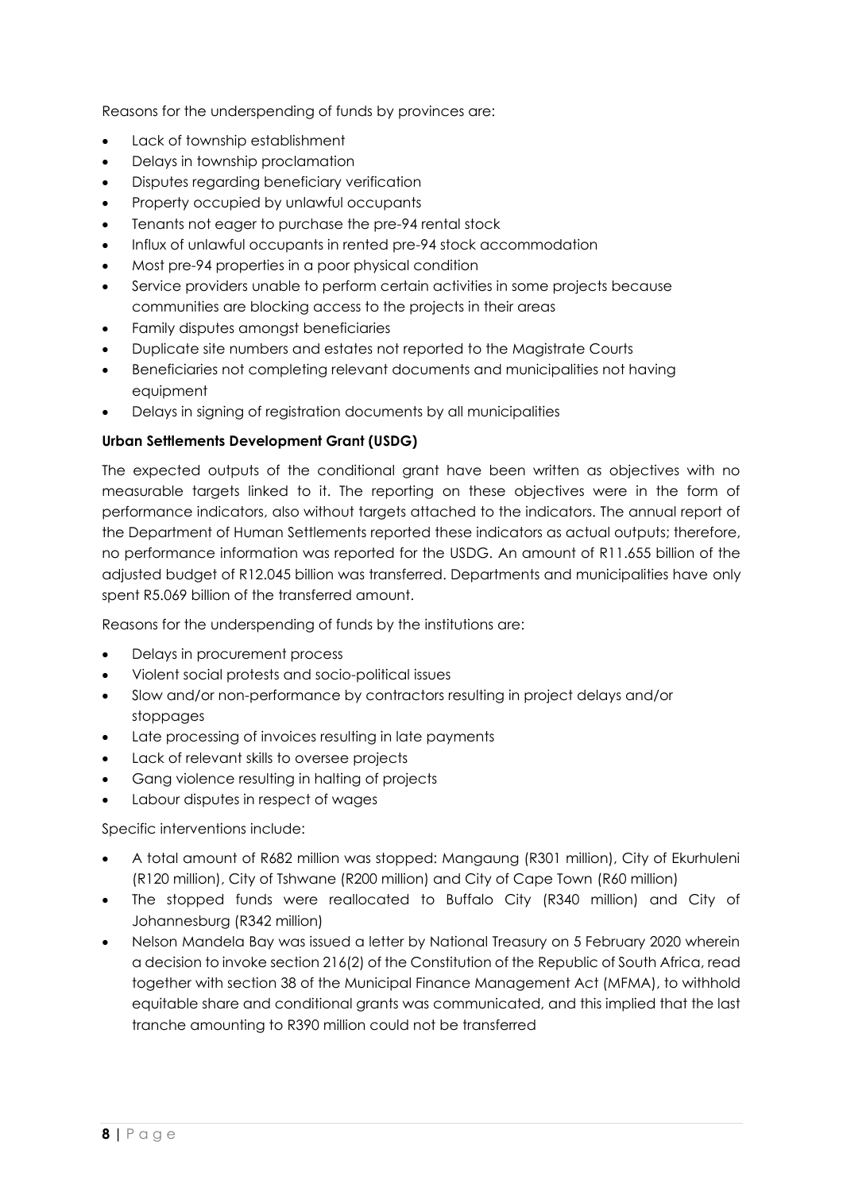Reasons for the underspending of funds by provinces are:

- Lack of township establishment
- Delays in township proclamation
- Disputes regarding beneficiary verification
- Property occupied by unlawful occupants
- Tenants not eager to purchase the pre-94 rental stock
- Influx of unlawful occupants in rented pre-94 stock accommodation
- Most pre-94 properties in a poor physical condition
- Service providers unable to perform certain activities in some projects because communities are blocking access to the projects in their areas
- Family disputes amongst beneficiaries
- Duplicate site numbers and estates not reported to the Magistrate Courts
- Beneficiaries not completing relevant documents and municipalities not having equipment
- Delays in signing of registration documents by all municipalities

**Urban Settlements Development Grant (USDG)**

The expected outputs of the conditional grant have been written as objectives with no measurable targets linked to it. The reporting on these objectives were in the form of performance indicators, also without targets attached to the indicators. The annual report of the Department of Human Settlements reported these indicators as actual outputs; therefore, no performance information was reported for the USDG. An amount of R11.655 billion of the adjusted budget of R12.045 billion was transferred. Departments and municipalities have only spent R5.069 billion of the transferred amount.

Reasons for the underspending of funds by the institutions are:

- Delays in procurement process
- Violent social protests and socio-political issues
- Slow and/or non-performance by contractors resulting in project delays and/or stoppages
- Late processing of invoices resulting in late payments
- Lack of relevant skills to oversee projects
- Gang violence resulting in halting of projects
- Labour disputes in respect of wages

Specific interventions include:

- A total amount of R682 million was stopped: Mangaung (R301 million), City of Ekurhuleni (R120 million), City of Tshwane (R200 million) and City of Cape Town (R60 million)
- The stopped funds were reallocated to Buffalo City (R340 million) and City of Johannesburg (R342 million)
- Nelson Mandela Bay was issued a letter by National Treasury on 5 February 2020 wherein a decision to invoke section 216(2) of the Constitution of the Republic of South Africa, read together with section 38 of the Municipal Finance Management Act (MFMA), to withhold equitable share and conditional grants was communicated, and this implied that the last tranche amounting to R390 million could not be transferred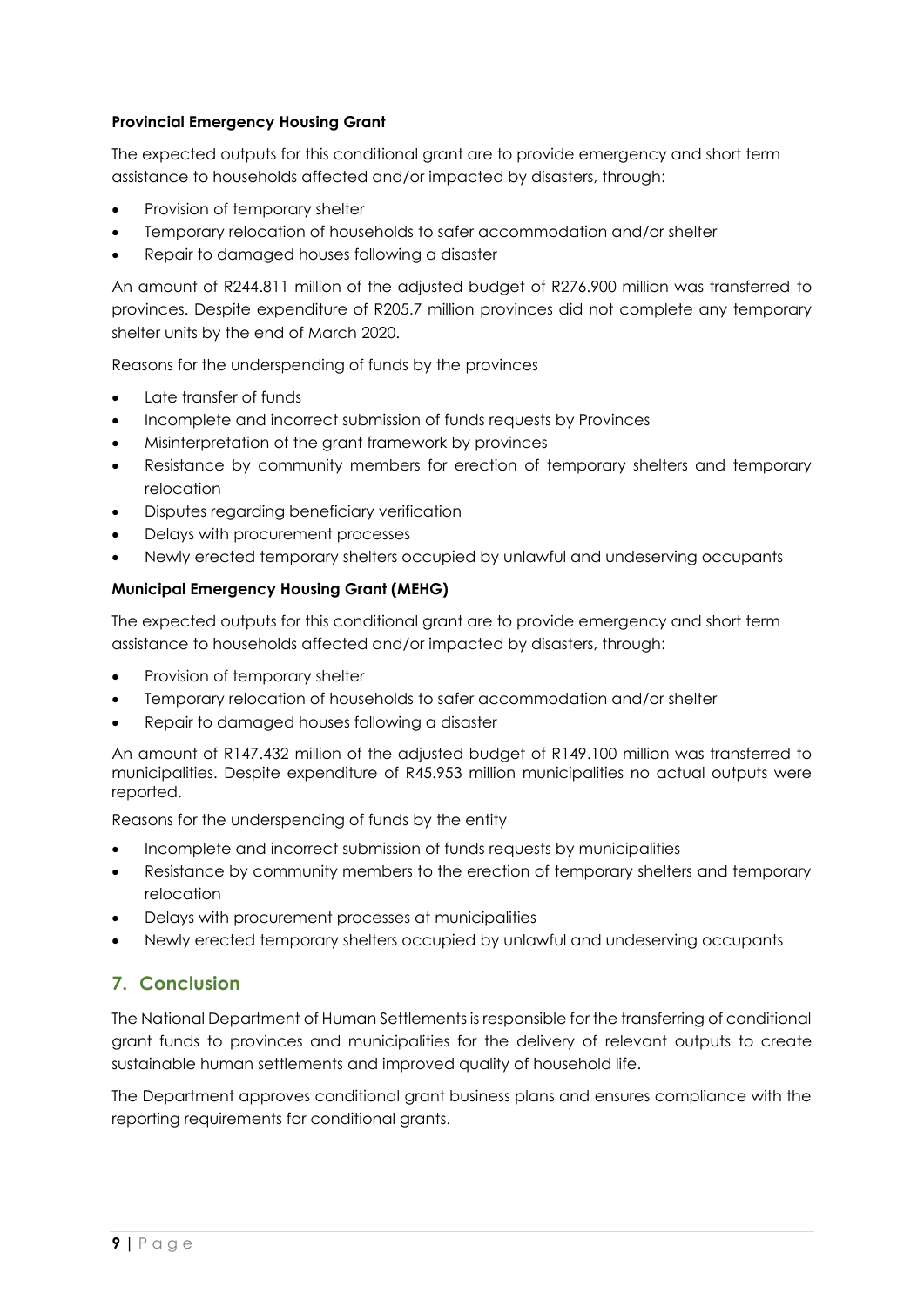**Provincial Emergency Housing Grant**

The expected outputs for this conditional grant are to provide emergency and short term assistance to households affected and/or impacted by disasters, through:

- Provision of temporary shelter
- Temporary relocation of households to safer accommodation and/or shelter
- Repair to damaged houses following a disaster

An amount of R244.811 million of the adjusted budget of R276.900 million was transferred to provinces. Despite expenditure of R205.7 million provinces did not complete any temporary shelter units by the end of March 2020.

Reasons for the underspending of funds by the provinces

- Late transfer of funds
- Incomplete and incorrect submission of funds requests by Provinces
- Misinterpretation of the grant framework by provinces
- Resistance by community members for erection of temporary shelters and temporary relocation
- Disputes regarding beneficiary verification
- Delays with procurement processes
- Newly erected temporary shelters occupied by unlawful and undeserving occupants

**Municipal Emergency Housing Grant (MEHG)**

The expected outputs for this conditional grant are to provide emergency and short term assistance to households affected and/or impacted by disasters, through:

- Provision of temporary shelter
- Temporary relocation of households to safer accommodation and/or shelter
- Repair to damaged houses following a disaster

An amount of R147.432 million of the adjusted budget of R149.100 million was transferred to municipalities. Despite expenditure of R45.953 million municipalities no actual outputs were reported.

Reasons for the underspending of funds by the entity

- Incomplete and incorrect submission of funds requests by municipalities
- Resistance by community members to the erection of temporary shelters and temporary relocation
- Delays with procurement processes at municipalities
- Newly erected temporary shelters occupied by unlawful and undeserving occupants

## 7. Conclusion

The National Department of Human Settlements is responsible for the transferring of conditional grant funds to provinces and municipalities for the delivery of relevant outputs to create sustainable human settlements and improved quality of household life.

The Department approves conditional grant business plans and ensures compliance with the reporting requirements for conditional grants.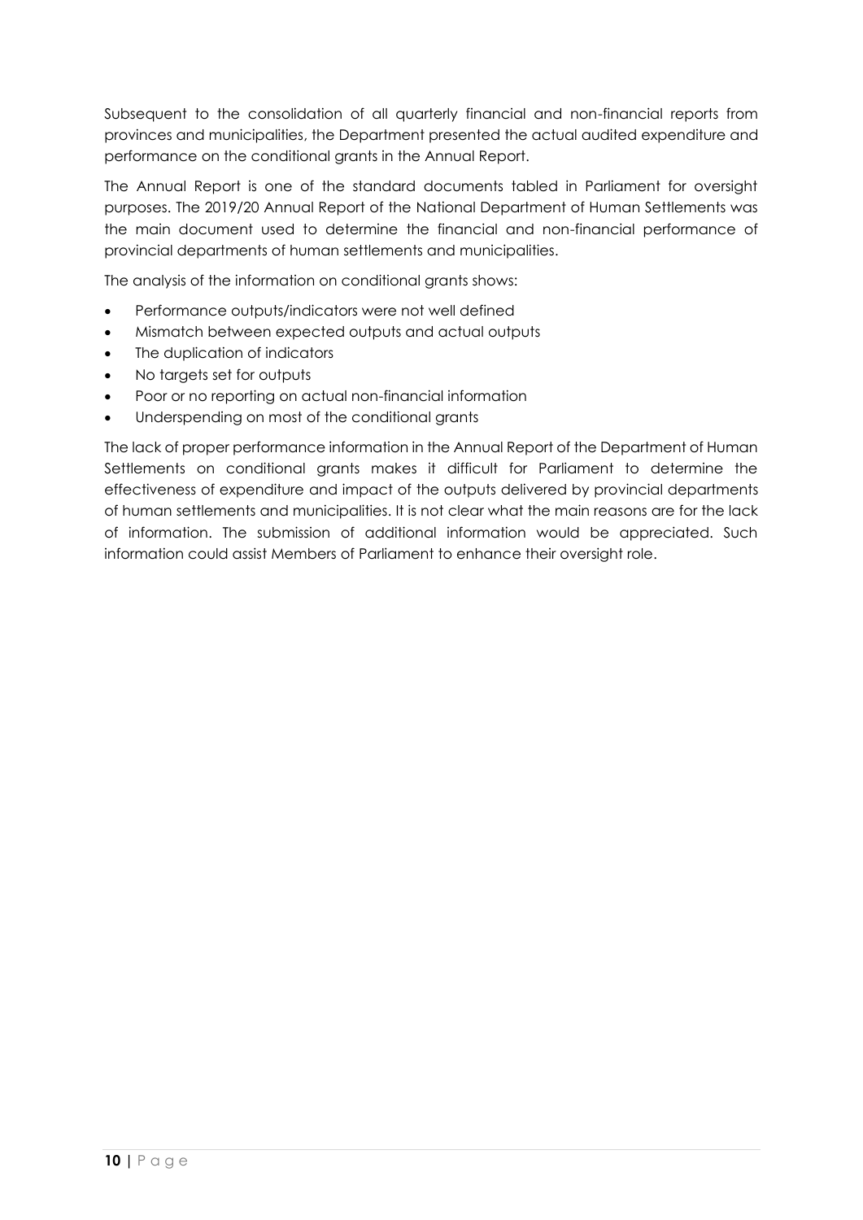Subsequent to the consolidation of all quarterly financial and non-financial reports from provinces and municipalities, the Department presented the actual audited expenditure and performance on the conditional grants in the Annual Report.

The Annual Report is one of the standard documents tabled in Parliament for oversight purposes. The 2019/20 Annual Report of the National Department of Human Settlements was the main document used to determine the financial and non-financial performance of provincial departments of human settlements and municipalities.

The analysis of the information on conditional grants shows:

- Performance outputs/indicators were not well defined
- Mismatch between expected outputs and actual outputs
- The duplication of indicators
- No targets set for outputs
- Poor or no reporting on actual non-financial information
- Underspending on most of the conditional grants

The lack of proper performance information in the Annual Report of the Department of Human Settlements on conditional grants makes it difficult for Parliament to determine the effectiveness of expenditure and impact of the outputs delivered by provincial departments of human settlements and municipalities. It is not clear what the main reasons are for the lack of information. The submission of additional information would be appreciated. Such information could assist Members of Parliament to enhance their oversight role.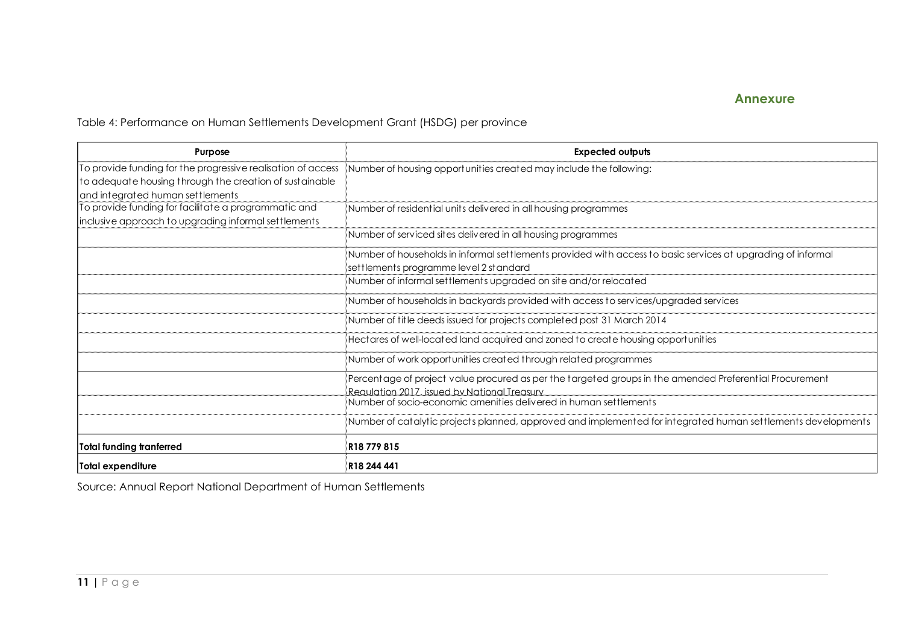## Annexure

Table 4: Performance on Human Settlements Development Grant (HSDG) per province

| Purpose | Expected outputs |
|---|---|
| To provide funding for the progressive realisation of access to adequate housing through the creation of sustainable and integrated human settlements | Number of housing opportunities created may include the following: |
| To provide funding for facilitate a programmatic and inclusive approach to upgrading informal settlements | Number of residential units delivered in all housing programmes |
| | Number of serviced sites delivered in all housing programmes |
| | Number of households in informal settlements provided with access to basic services at upgrading of informal settlements programme level 2 standard |
| | Number of informal settlements upgraded on site and/or relocated |
| | Number of households in backyards provided with access to services/upgraded services |
| | Number of title deeds issued for projects completed post 31 March 2014 |
| | Hectares of well-located land acquired and zoned to create housing opportunities |
| | Number of work opportunities created through related programmes |
| | Percentage of project value procured as per the targeted groups in the amended Preferential Procurement Regulation 2017, issued by National Treasury |
| | Number of socio-economic amenities delivered in human settlements |
| | Number of catalytic projects planned, approved and implemented for integrated human settlements developments |
| **Total funding tranferred** | **R18 779 815** |
| **Total expenditure** | **R18 244 441** |

Source: Annual Report National Department of Human Settlements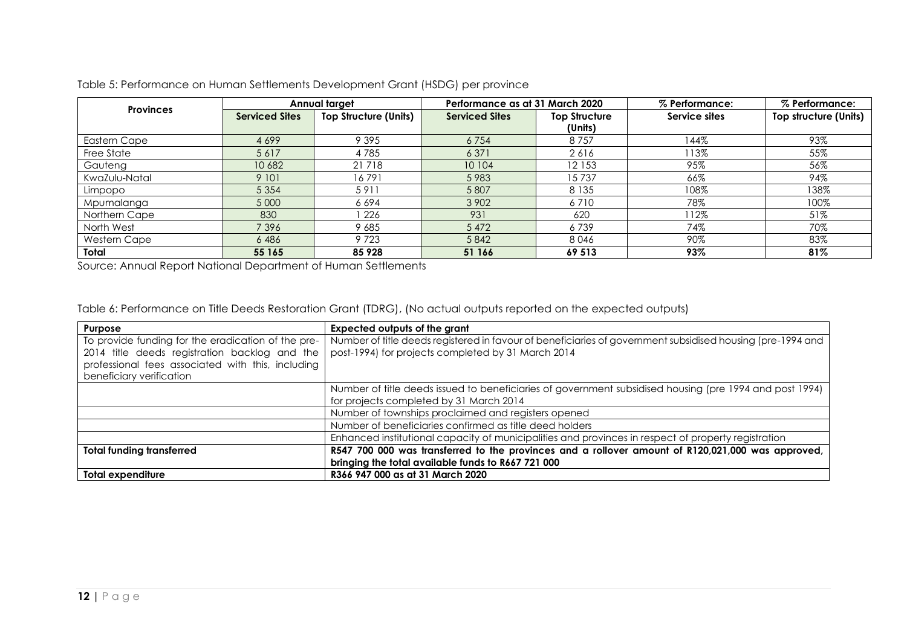Table 5: Performance on Human Settlements Development Grant (HSDG) per province

| Provinces | Annual target | | Performance as at 31 March 2020 | | % Performance: | % Performance: |
|---|---|---|---|---|---|---|
| | **Serviced Sites** | **Top Structure (Units)** | **Serviced Sites** | **Top Structure (Units)** | **Service sites** | **Top structure (Units)** |
| Eastern Cape | 4 699 | 9 395 | 6 754 | 8 757 | 144% | 93% |
| Free State | 5 617 | 4 785 | 6 371 | 2 616 | 113% | 55% |
| Gauteng | 10 682 | 21 718 | 10 104 | 12 153 | 95% | 56% |
| KwaZulu-Natal | 9 101 | 16 791 | 5 983 | 15 737 | 66% | 94% |
| Limpopo | 5 354 | 5 911 | 5 807 | 8 135 | 108% | 138% |
| Mpumalanga | 5 000 | 6 694 | 3 902 | 6 710 | 78% | 100% |
| Northern Cape | 830 | 1 226 | 931 | 620 | 112% | 51% |
| North West | 7 396 | 9 685 | 5 472 | 6 739 | 74% | 70% |
| Western Cape | 6 486 | 9 723 | 5 842 | 8 046 | 90% | 83% |
| **Total** | **55 165** | **85 928** | **51 166** | **69 513** | **93%** | **81%** |

Source: Annual Report National Department of Human Settlements

Table 6: Performance on Title Deeds Restoration Grant (TDRG), (No actual outputs reported on the expected outputs)

| Purpose | Expected outputs of the grant |
|---|---|
| To provide funding for the eradication of the pre-2014 title deeds registration backlog and the professional fees associated with this, including beneficiary verification | Number of title deeds registered in favour of beneficiaries of government subsidised housing (pre-1994 and post-1994) for projects completed by 31 March 2014 |
| | Number of title deeds issued to beneficiaries of government subsidised housing (pre 1994 and post 1994) for projects completed by 31 March 2014 |
| | Number of townships proclaimed and registers opened |
| | Number of beneficiaries confirmed as title deed holders |
| | Enhanced institutional capacity of municipalities and provinces in respect of property registration |
| **Total funding transferred** | **R547 700 000 was transferred to the provinces and a rollover amount of R120,021,000 was approved, bringing the total available funds to R667 721 000** |
| **Total expenditure** | **R366 947 000 as at 31 March 2020** |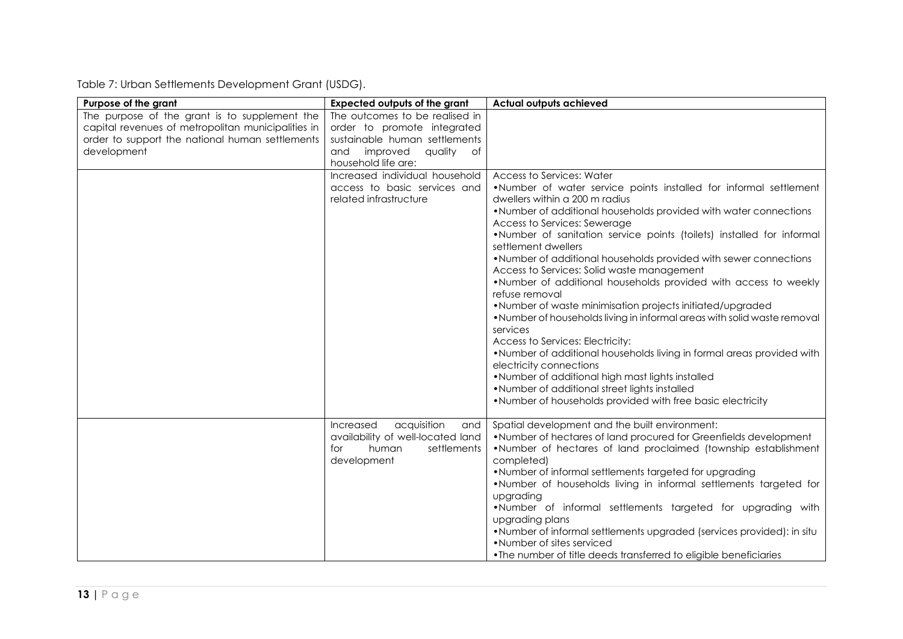Table 7: Urban Settlements Development Grant (USDG).

| Purpose of the grant | Expected outputs of the grant | Actual outputs achieved |
| --- | --- | --- |
| The purpose of the grant is to supplement the capital revenues of metropolitan municipalities in order to support the national human settlements development | The outcomes to be realised in order to promote integrated sustainable human settlements and improved quality of household life are: | |
| | Increased individual household access to basic services and related infrastructure | Access to Services: Water<br>•Number of water service points installed for informal settlement dwellers within a 200 m radius<br>•Number of additional households provided with water connections<br>Access to Services: Sewerage<br>•Number of sanitation service points (toilets) installed for informal settlement dwellers<br>•Number of additional households provided with sewer connections<br>Access to Services: Solid waste management<br>•Number of additional households provided with access to weekly refuse removal<br>•Number of waste minimisation projects initiated/upgraded<br>•Number of households living in informal areas with solid waste removal services<br>Access to Services: Electricity:<br>•Number of additional households living in formal areas provided with electricity connections<br>•Number of additional high mast lights installed<br>•Number of additional street lights installed<br>•Number of households provided with free basic electricity |
| | Increased acquisition and availability of well-located land for human settlements development | Spatial development and the built environment:<br>•Number of hectares of land procured for Greenfields development<br>•Number of hectares of land proclaimed (township establishment completed)<br>•Number of informal settlements targeted for upgrading<br>•Number of households living in informal settlements targeted for upgrading<br>•Number of informal settlements targeted for upgrading with upgrading plans<br>•Number of informal settlements upgraded (services provided): in situ<br>•Number of sites serviced<br>•The number of title deeds transferred to eligible beneficiaries |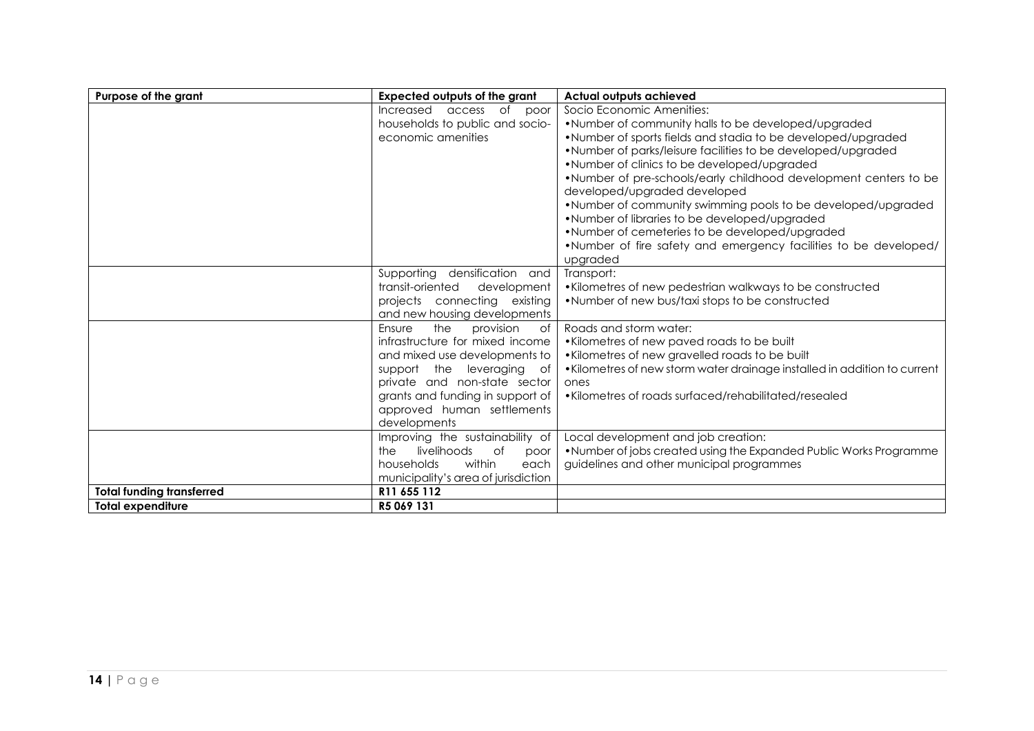| Purpose of the grant | Expected outputs of the grant | Actual outputs achieved |
|---|---|---|
| | Increased access of poor households to public and socio-economic amenities | Socio Economic Amenities:<br>•Number of community halls to be developed/upgraded<br>•Number of sports fields and stadia to be developed/upgraded<br>•Number of parks/leisure facilities to be developed/upgraded<br>•Number of clinics to be developed/upgraded<br>•Number of pre-schools/early childhood development centers to be developed/upgraded developed<br>•Number of community swimming pools to be developed/upgraded<br>•Number of libraries to be developed/upgraded<br>•Number of cemeteries to be developed/upgraded<br>•Number of fire safety and emergency facilities to be developed/ upgraded |
| | Supporting densification and transit-oriented development projects connecting existing and new housing developments | Transport:<br>•Kilometres of new pedestrian walkways to be constructed<br>•Number of new bus/taxi stops to be constructed |
| | Ensure the provision of infrastructure for mixed income and mixed use developments to support the leveraging of private and non-state sector grants and funding in support of approved human settlements developments | Roads and storm water:<br>•Kilometres of new paved roads to be built<br>•Kilometres of new gravelled roads to be built<br>•Kilometres of new storm water drainage installed in addition to current ones<br>•Kilometres of roads surfaced/rehabilitated/resealed |
| | Improving the sustainability of the livelihoods of poor households within each municipality's area of jurisdiction | Local development and job creation:<br>•Number of jobs created using the Expanded Public Works Programme guidelines and other municipal programmes |
| **Total funding transferred** | **R11 655 112** | |
| **Total expenditure** | **R5 069 131** | |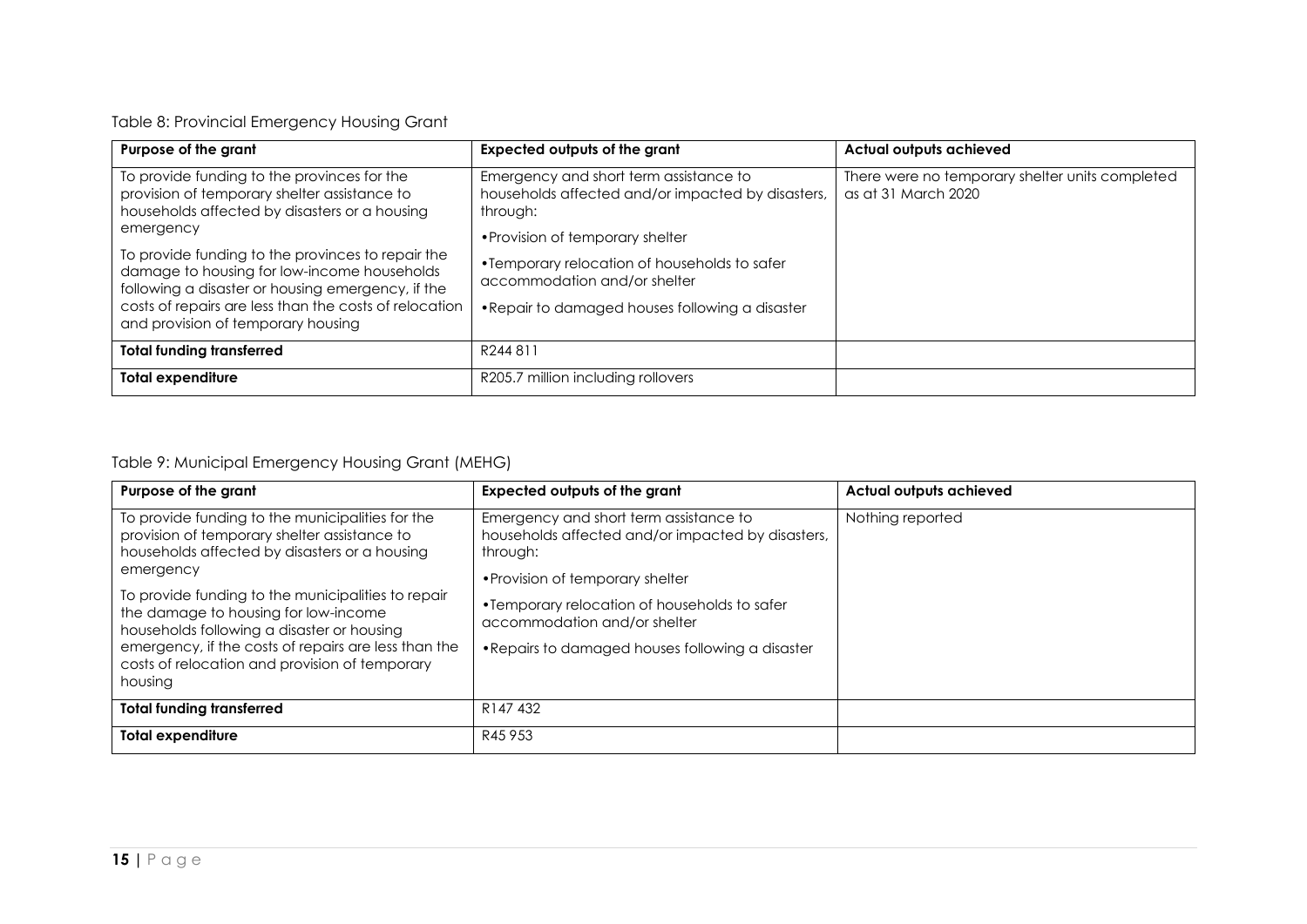Table 8: Provincial Emergency Housing Grant

| Purpose of the grant | Expected outputs of the grant | Actual outputs achieved |
|---|---|---|
| To provide funding to the provinces for the provision of temporary shelter assistance to households affected by disasters or a housing emergency<br><br>To provide funding to the provinces to repair the damage to housing for low-income households following a disaster or housing emergency, if the costs of repairs are less than the costs of relocation and provision of temporary housing | Emergency and short term assistance to households affected and/or impacted by disasters, through:<br><br>• Provision of temporary shelter<br><br>• Temporary relocation of households to safer accommodation and/or shelter<br><br>• Repair to damaged houses following a disaster | There were no temporary shelter units completed as at 31 March 2020 |
| **Total funding transferred** | R244 811 | |
| **Total expenditure** | R205.7 million including rollovers | |

Table 9: Municipal Emergency Housing Grant (MEHG)

| Purpose of the grant | Expected outputs of the grant | Actual outputs achieved |
|---|---|---|
| To provide funding to the municipalities for the provision of temporary shelter assistance to households affected by disasters or a housing emergency<br><br>To provide funding to the municipalities to repair the damage to housing for low-income households following a disaster or housing emergency, if the costs of repairs are less than the costs of relocation and provision of temporary housing | Emergency and short term assistance to households affected and/or impacted by disasters, through:<br><br>• Provision of temporary shelter<br><br>• Temporary relocation of households to safer accommodation and/or shelter<br><br>• Repairs to damaged houses following a disaster | Nothing reported |
| **Total funding transferred** | R147 432 | |
| **Total expenditure** | R45 953 | |